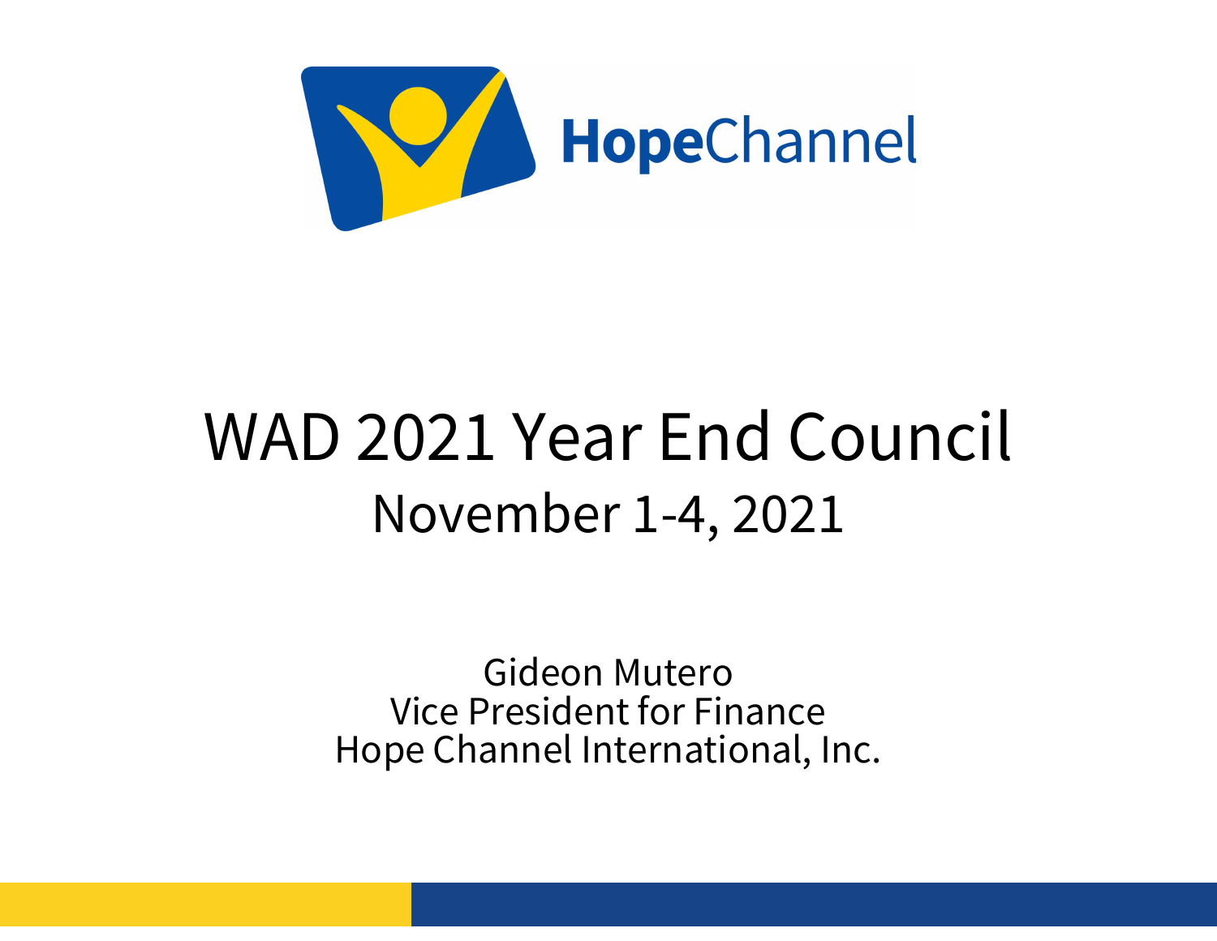HopeChannel

# WAD 2021 Year End Council

## November 1-4, 2021

Gideon Mutero
Vice President for Finance
Hope Channel International, Inc.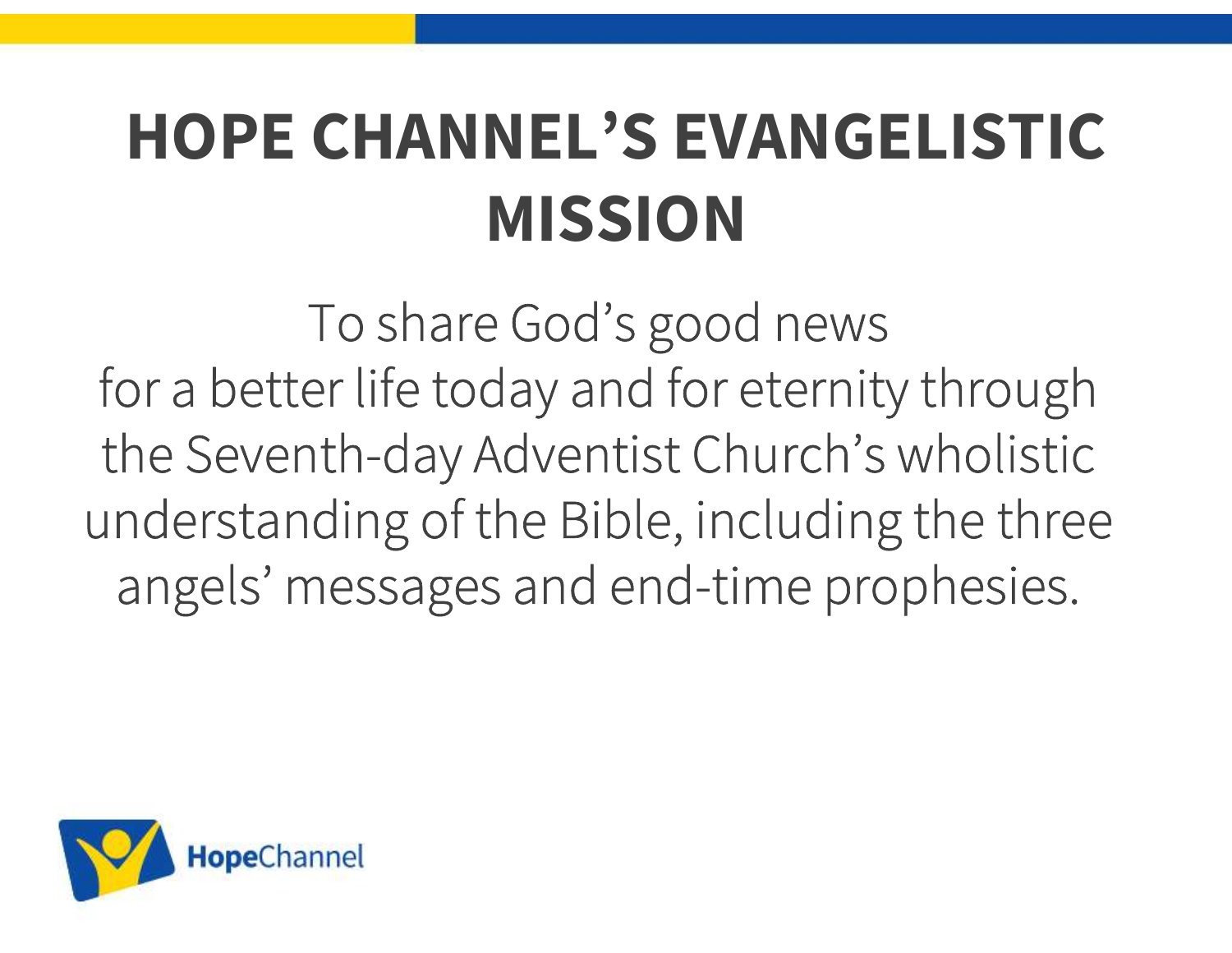# HOPE CHANNEL'S EVANGELISTIC MISSION

To share God's good news for a better life today and for eternity through the Seventh-day Adventist Church's wholistic understanding of the Bible, including the three angels' messages and end-time prophesies.

HopeChannel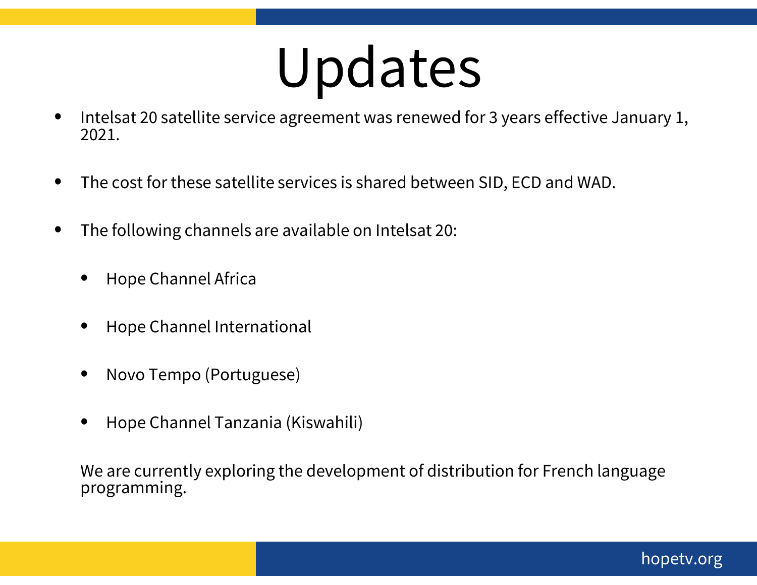# Updates

- Intelsat 20 satellite service agreement was renewed for 3 years effective January 1, 2021.
- The cost for these satellite services is shared between SID, ECD and WAD.
- The following channels are available on Intelsat 20:
  - Hope Channel Africa
  - Hope Channel International
  - Novo Tempo (Portuguese)
  - Hope Channel Tanzania (Kiswahili)

We are currently exploring the development of distribution for French language programming.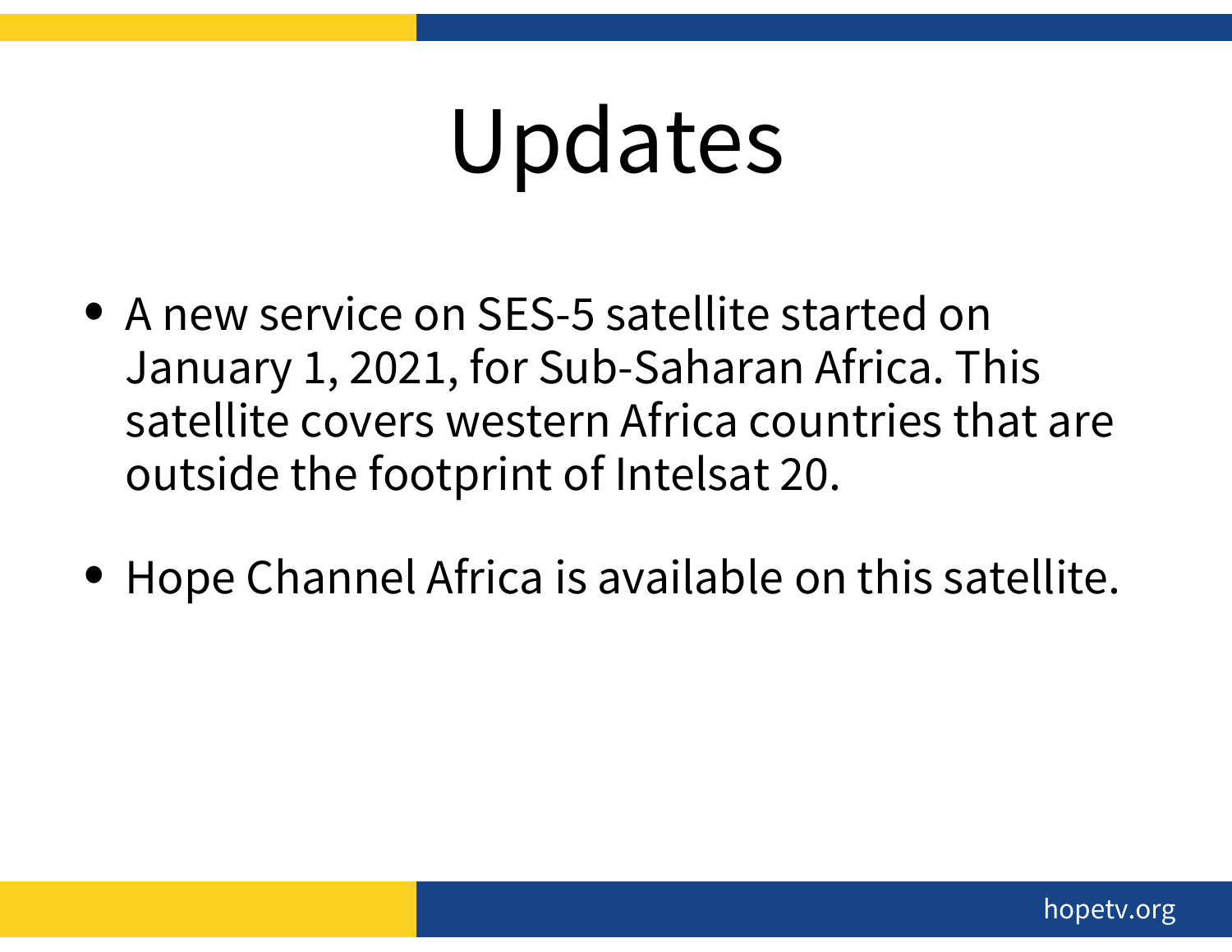# Updates

- A new service on SES-5 satellite started on January 1, 2021, for Sub-Saharan Africa. This satellite covers western Africa countries that are outside the footprint of Intelsat 20.

- Hope Channel Africa is available on this satellite.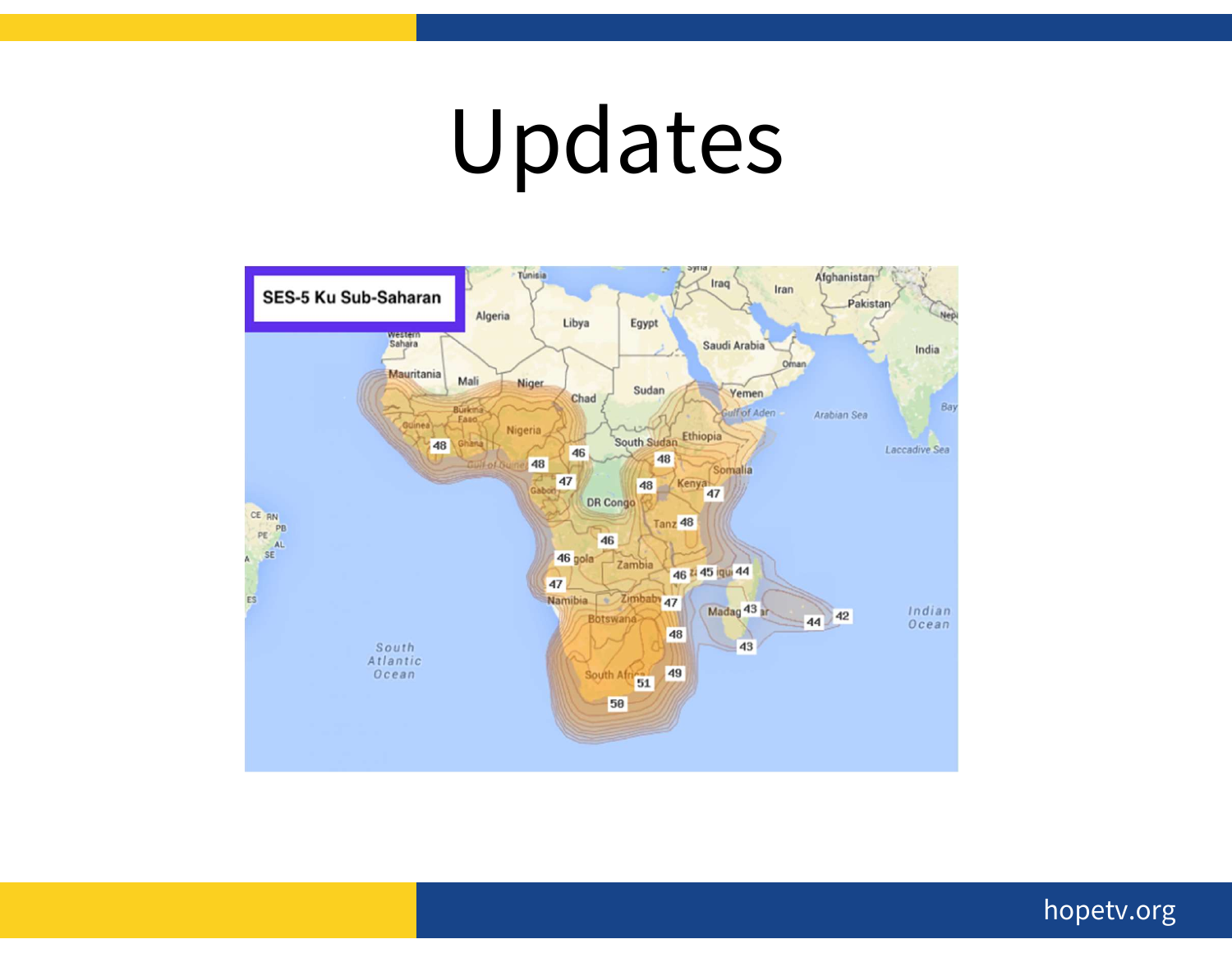# Updates

SES-5 Ku Sub-Saharan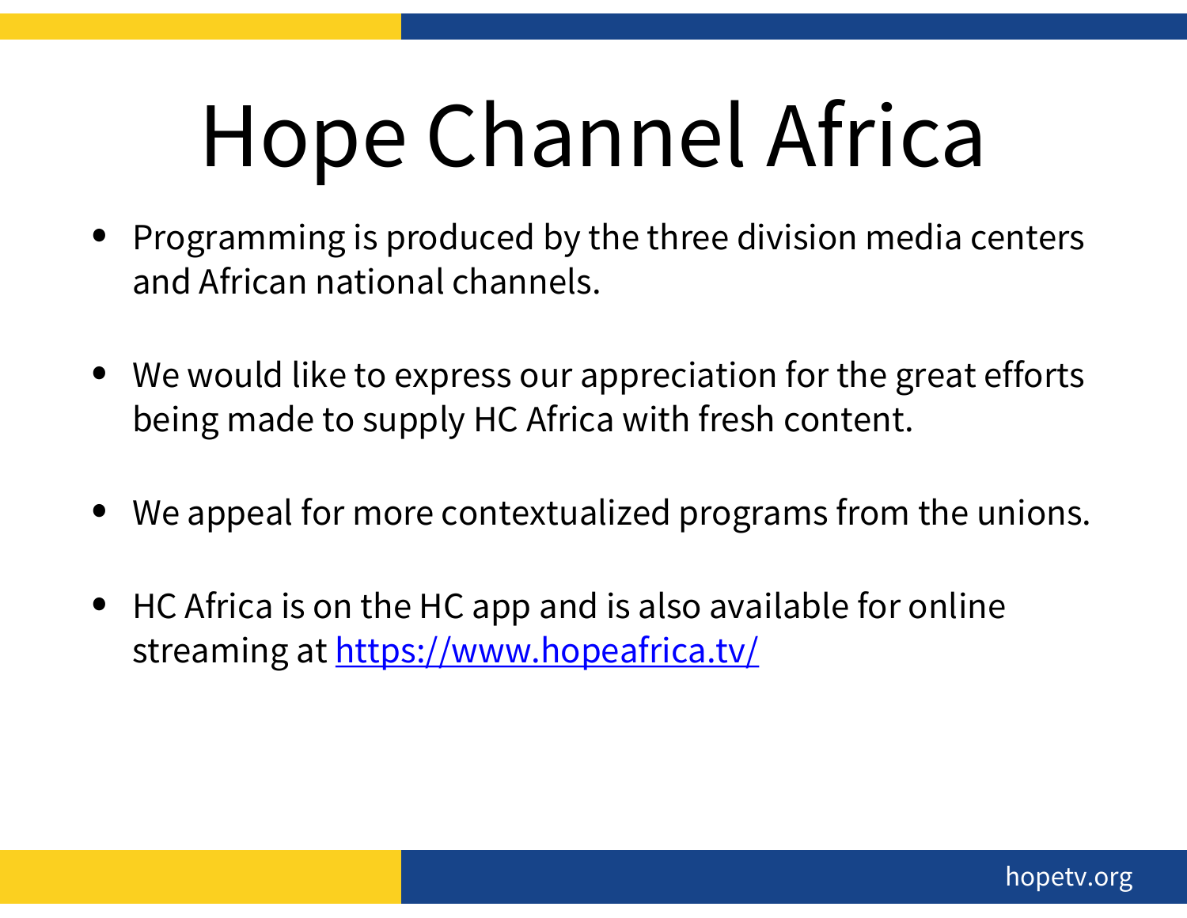# Hope Channel Africa

- Programming is produced by the three division media centers and African national channels.
- We would like to express our appreciation for the great efforts being made to supply HC Africa with fresh content.
- We appeal for more contextualized programs from the unions.
- HC Africa is on the HC app and is also available for online streaming at [https://www.hopeafrica.tv/](https://www.hopeafrica.tv/)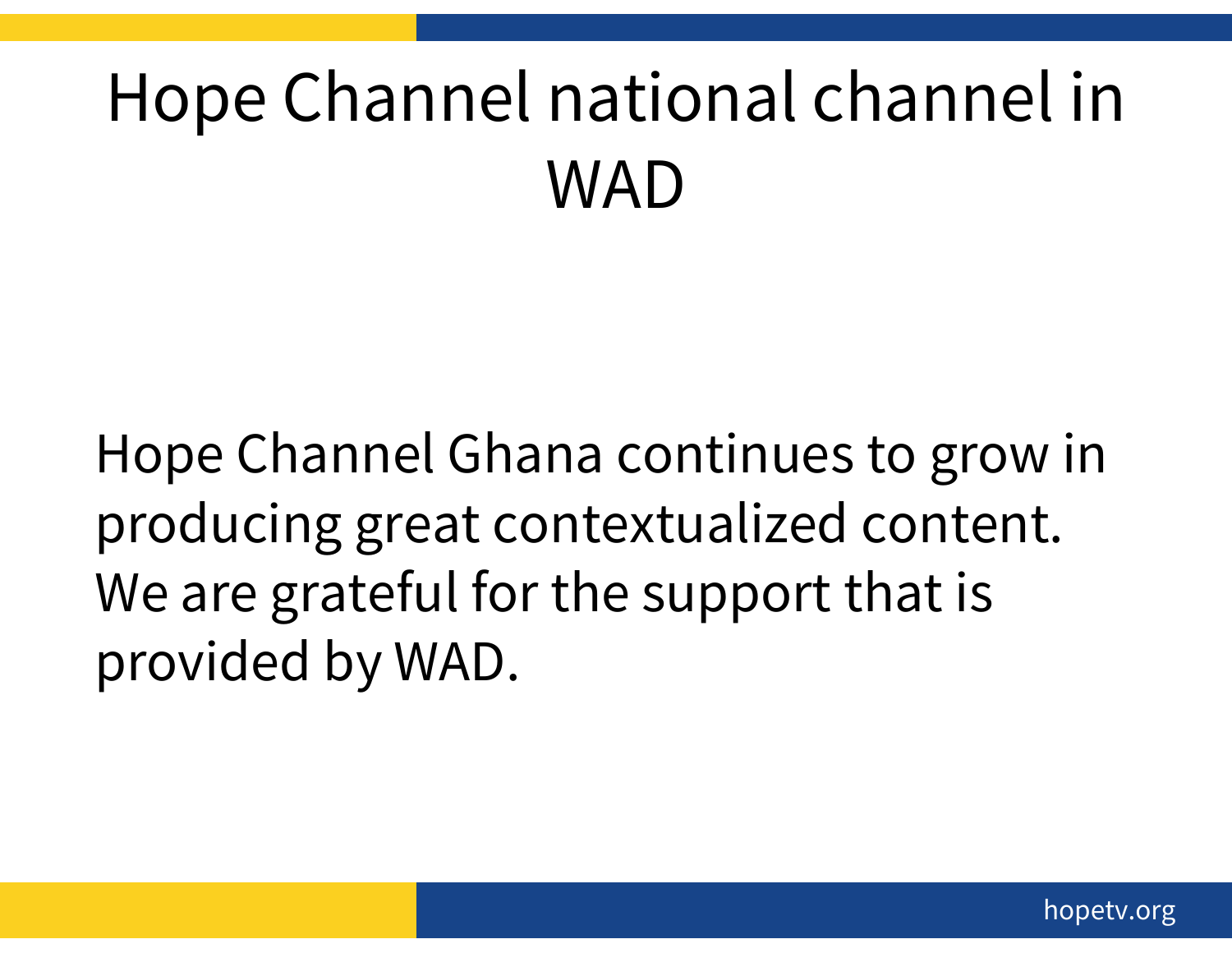# Hope Channel national channel in WAD

Hope Channel Ghana continues to grow in producing great contextualized content. We are grateful for the support that is provided by WAD.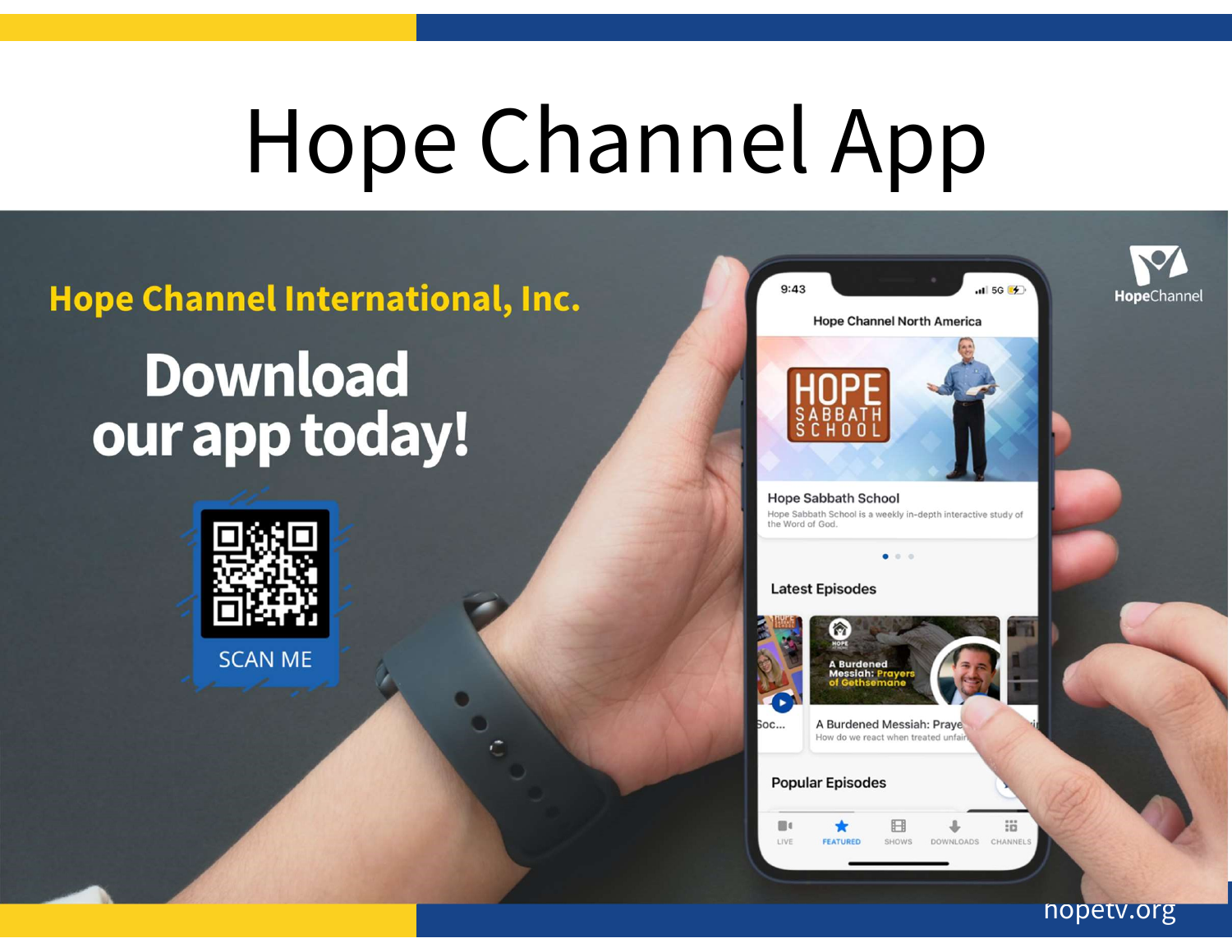# Hope Channel App

**Hope Channel International, Inc.**

## Download our app today!

SCAN ME

hopetv.org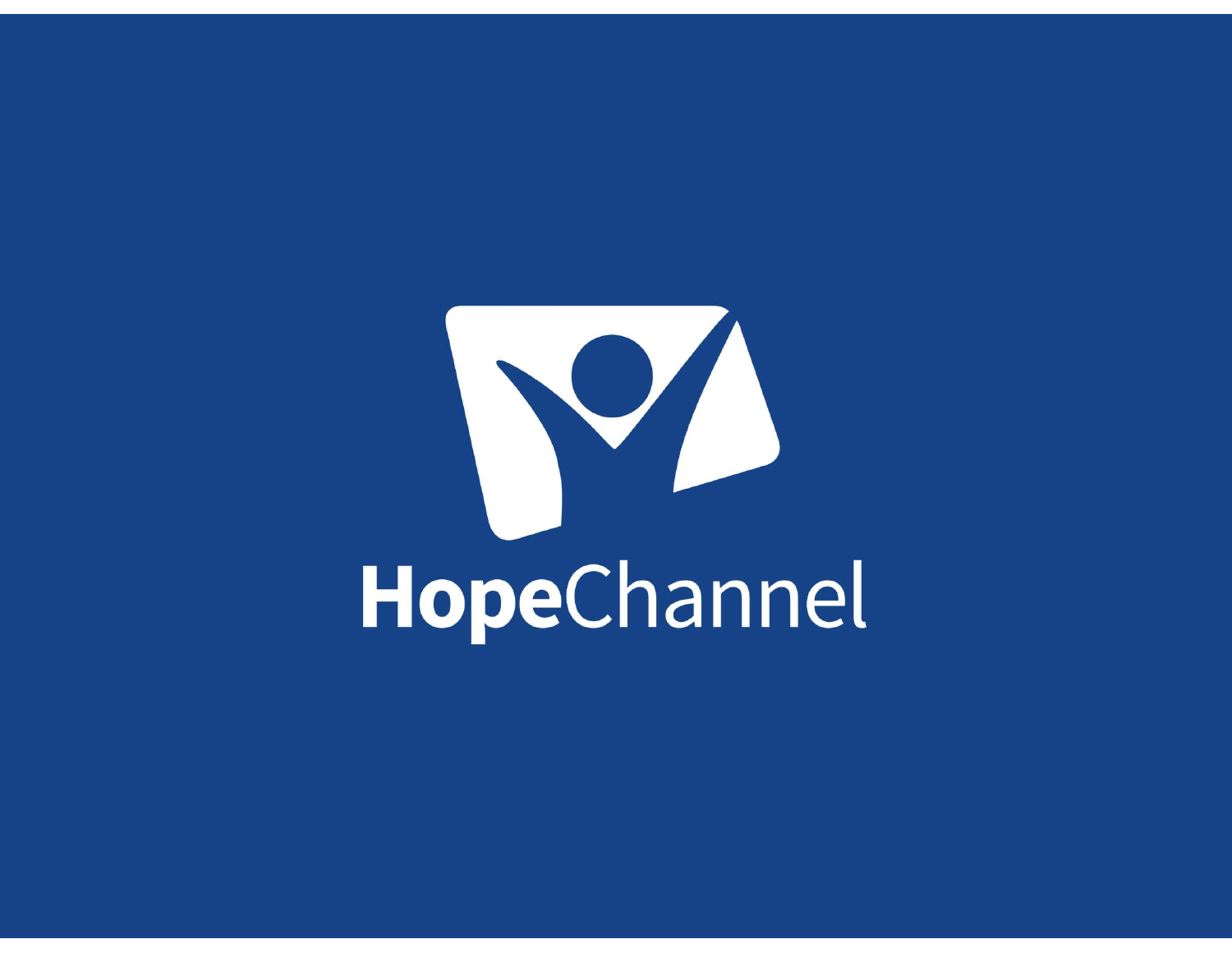HopeChannel